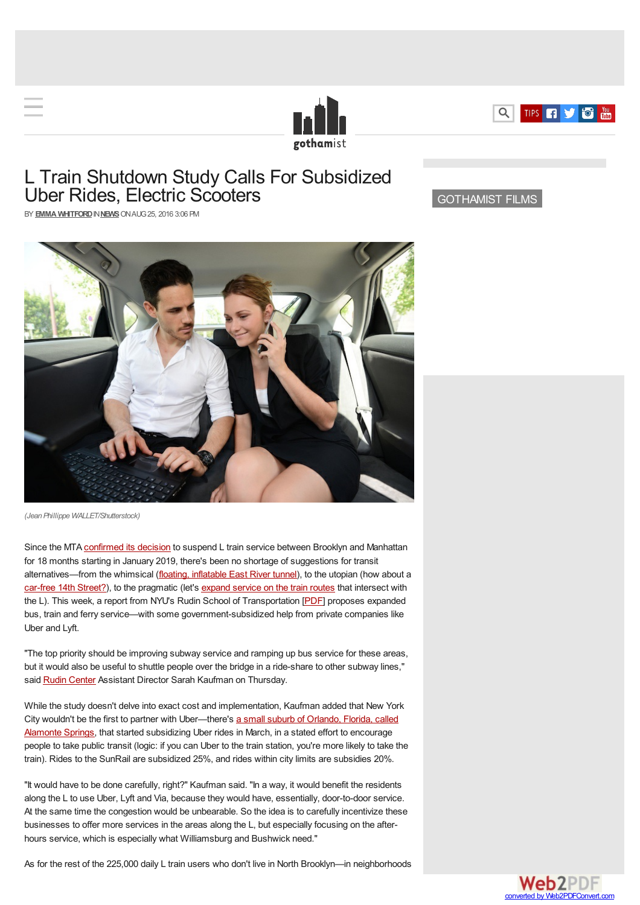# L Train Shutdown Study Calls For Subsidized Uber Rides, Electric Scooters

BY EMMA WHITFORD IN NEWS ON AUG 25, 2016 3:06 PM

*(Jean Phillippe WALLET/Shutterstock)*

Since the MTA confirmed its decision to suspend L train service between Brooklyn and Manhattan for 18 months starting in January 2019, there's been no shortage of suggestions for transit alternatives—from the whimsical (floating, inflatable East River tunnel), to the utopian (how about a car-free 14th Street?), to the pragmatic (let's expand service on the train routes that intersect with the L). This week, a report from NYU's Rudin School of Transportation [PDF] proposes expanded bus, train and ferry service—with some government-subsidized help from private companies like Uber and Lyft.

"The top priority should be improving subway service and ramping up bus service for these areas, but it would also be useful to shuttle people over the bridge in a ride-share to other subway lines," said Rudin Center Assistant Director Sarah Kaufman on Thursday.

While the study doesn't delve into exact cost and implementation, Kaufman added that New York City wouldn't be the first to partner with Uber—there's a small suburb of Orlando, Florida, called Alamonte Springs, that started subsidizing Uber rides in March, in a stated effort to encourage people to take public transit (logic: if you can Uber to the train station, you're more likely to take the train). Rides to the SunRail are subsidized 25%, and rides within city limits are subsidies 20%.

"It would have to be done carefully, right?" Kaufman said. "In a way, it would benefit the residents along the L to use Uber, Lyft and Via, because they would have, essentially, door-to-door service. At the same time the congestion would be unbearable. So the idea is to carefully incentivize these businesses to offer more services in the areas along the L, but especially focusing on the after-hours service, which is especially what Williamsburg and Bushwick need."

As for the rest of the 225,000 daily L train users who don't live in North Brooklyn—in neighborhoods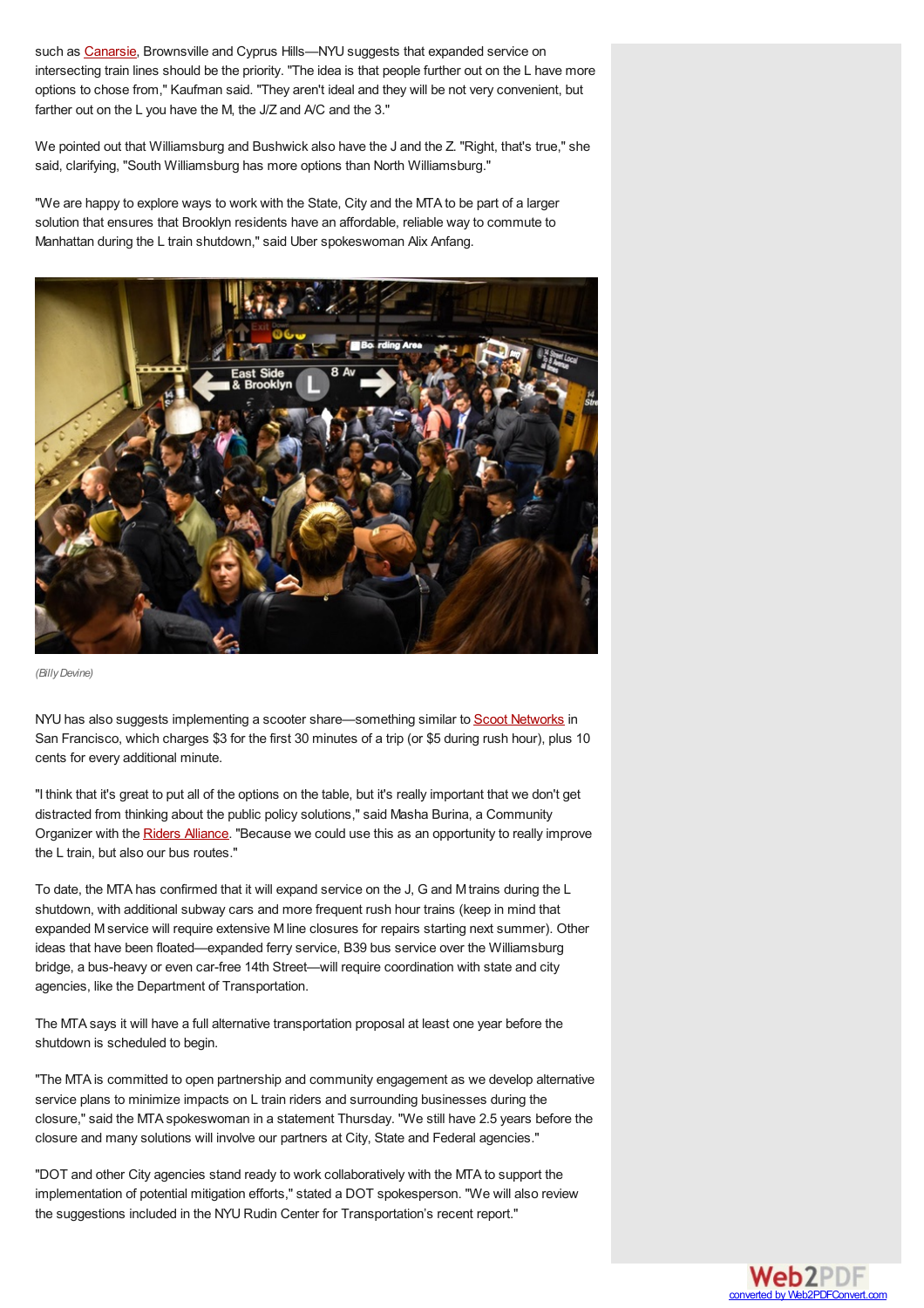such as Canarsie, Brownsville and Cyprus Hills—NYU suggests that expanded service on intersecting train lines should be the priority. "The idea is that people further out on the L have more options to chose from," Kaufman said. "They aren't ideal and they will be not very convenient, but farther out on the L you have the M, the J/Z and A/C and the 3."

We pointed out that Williamsburg and Bushwick also have the J and the Z. "Right, that's true," she said, clarifying, "South Williamsburg has more options than North Williamsburg."

"We are happy to explore ways to work with the State, City and the MTA to be part of a larger solution that ensures that Brooklyn residents have an affordable, reliable way to commute to Manhattan during the L train shutdown," said Uber spokeswoman Alix Anfang.

*(Billy Devine)*

NYU has also suggests implementing a scooter share—something similar to Scoot Networks in San Francisco, which charges $3 for the first 30 minutes of a trip (or $5 during rush hour), plus 10 cents for every additional minute.

"I think that it's great to put all of the options on the table, but it's really important that we don't get distracted from thinking about the public policy solutions," said Masha Burina, a Community Organizer with the Riders Alliance. "Because we could use this as an opportunity to really improve the L train, but also our bus routes."

To date, the MTA has confirmed that it will expand service on the J, G and M trains during the L shutdown, with additional subway cars and more frequent rush hour trains (keep in mind that expanded M service will require extensive M line closures for repairs starting next summer). Other ideas that have been floated—expanded ferry service, B39 bus service over the Williamsburg bridge, a bus-heavy or even car-free 14th Street—will require coordination with state and city agencies, like the Department of Transportation.

The MTA says it will have a full alternative transportation proposal at least one year before the shutdown is scheduled to begin.

"The MTA is committed to open partnership and community engagement as we develop alternative service plans to minimize impacts on L train riders and surrounding businesses during the closure," said the MTA spokeswoman in a statement Thursday. "We still have 2.5 years before the closure and many solutions will involve our partners at City, State and Federal agencies."

"DOT and other City agencies stand ready to work collaboratively with the MTA to support the implementation of potential mitigation efforts," stated a DOT spokesperson. "We will also review the suggestions included in the NYU Rudin Center for Transportation's recent report."